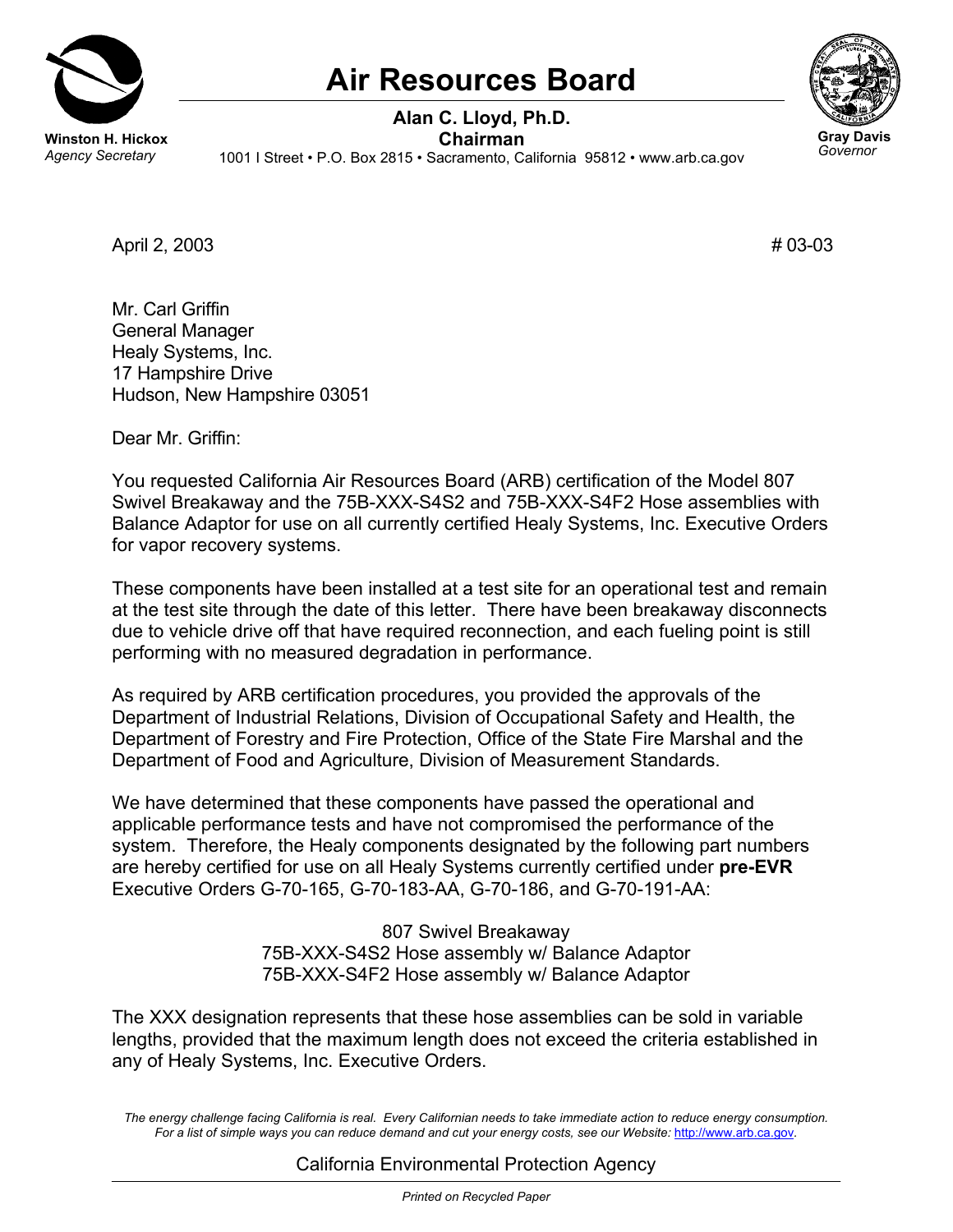# Air Resources Board

Winston H. Hickox
*Agency Secretary*

**Alan C. Lloyd, Ph.D.**
**Chairman**
1001 I Street • P.O. Box 2815 • Sacramento, California 95812 • www.arb.ca.gov

**Gray Davis**
*Governor*

April 2, 2003 # 03-03

Mr. Carl Griffin
General Manager
Healy Systems, Inc.
17 Hampshire Drive
Hudson, New Hampshire 03051

Dear Mr. Griffin:

You requested California Air Resources Board (ARB) certification of the Model 807 Swivel Breakaway and the 75B-XXX-S4S2 and 75B-XXX-S4F2 Hose assemblies with Balance Adaptor for use on all currently certified Healy Systems, Inc. Executive Orders for vapor recovery systems.

These components have been installed at a test site for an operational test and remain at the test site through the date of this letter. There have been breakaway disconnects due to vehicle drive off that have required reconnection, and each fueling point is still performing with no measured degradation in performance.

As required by ARB certification procedures, you provided the approvals of the Department of Industrial Relations, Division of Occupational Safety and Health, the Department of Forestry and Fire Protection, Office of the State Fire Marshal and the Department of Food and Agriculture, Division of Measurement Standards.

We have determined that these components have passed the operational and applicable performance tests and have not compromised the performance of the system. Therefore, the Healy components designated by the following part numbers are hereby certified for use on all Healy Systems currently certified under **pre-EVR** Executive Orders G-70-165, G-70-183-AA, G-70-186, and G-70-191-AA:

807 Swivel Breakaway
75B-XXX-S4S2 Hose assembly w/ Balance Adaptor
75B-XXX-S4F2 Hose assembly w/ Balance Adaptor

The XXX designation represents that these hose assemblies can be sold in variable lengths, provided that the maximum length does not exceed the criteria established in any of Healy Systems, Inc. Executive Orders.

*The energy challenge facing California is real. Every Californian needs to take immediate action to reduce energy consumption. For a list of simple ways you can reduce demand and cut your energy costs, see our Website: http://www.arb.ca.gov.*

California Environmental Protection Agency

*Printed on Recycled Paper*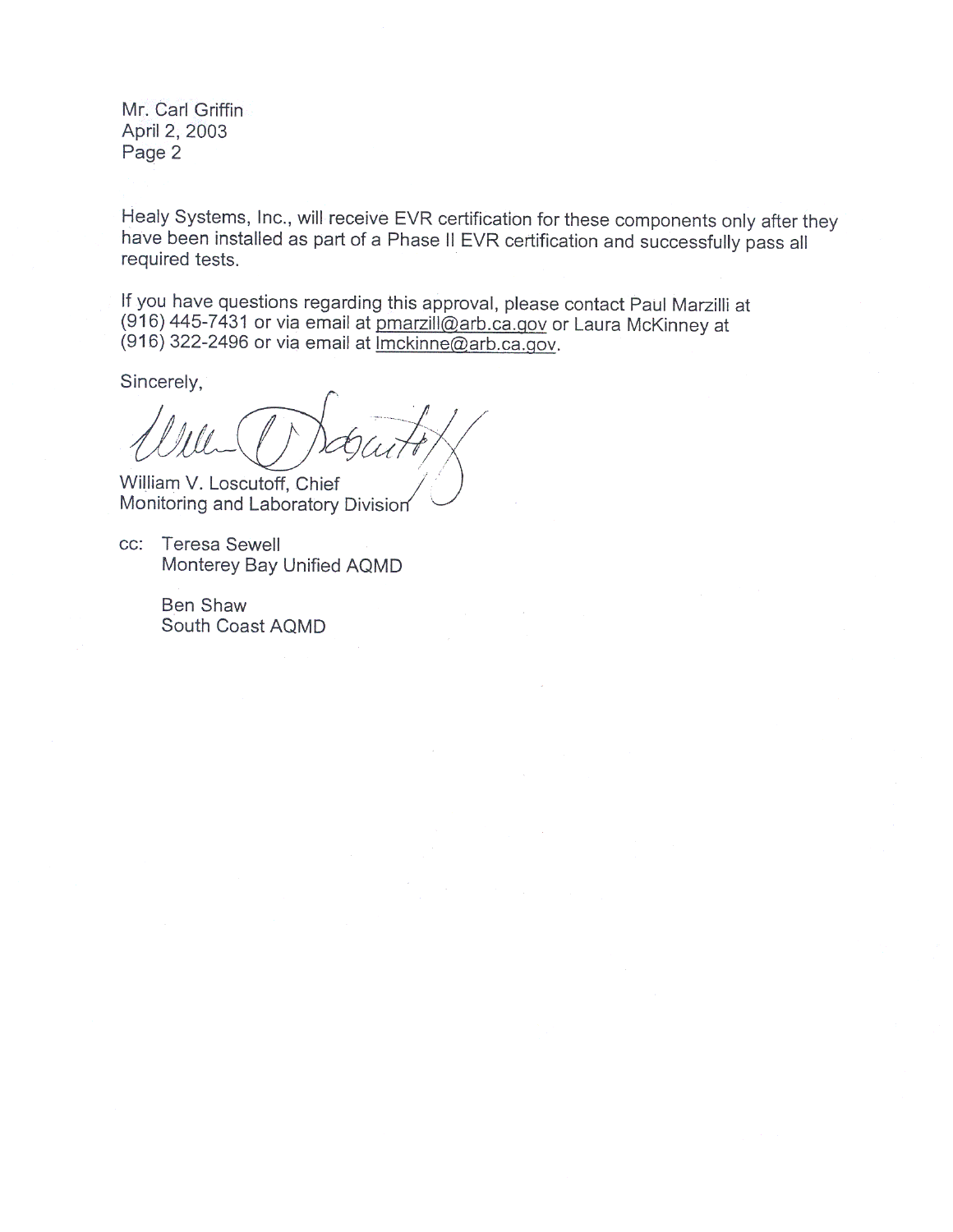Mr. Carl Griffin
April 2, 2003
Page 2

Healy Systems, Inc., will receive EVR certification for these components only after they have been installed as part of a Phase II EVR certification and successfully pass all required tests.

If you have questions regarding this approval, please contact Paul Marzilli at (916) 445-7431 or via email at pmarzill@arb.ca.gov or Laura McKinney at (916) 322-2496 or via email at lmckinne@arb.ca.gov.

Sincerely,

William V. Loscutoff, Chief
Monitoring and Laboratory Division

cc: Teresa Sewell
Monterey Bay Unified AQMD

Ben Shaw
South Coast AQMD